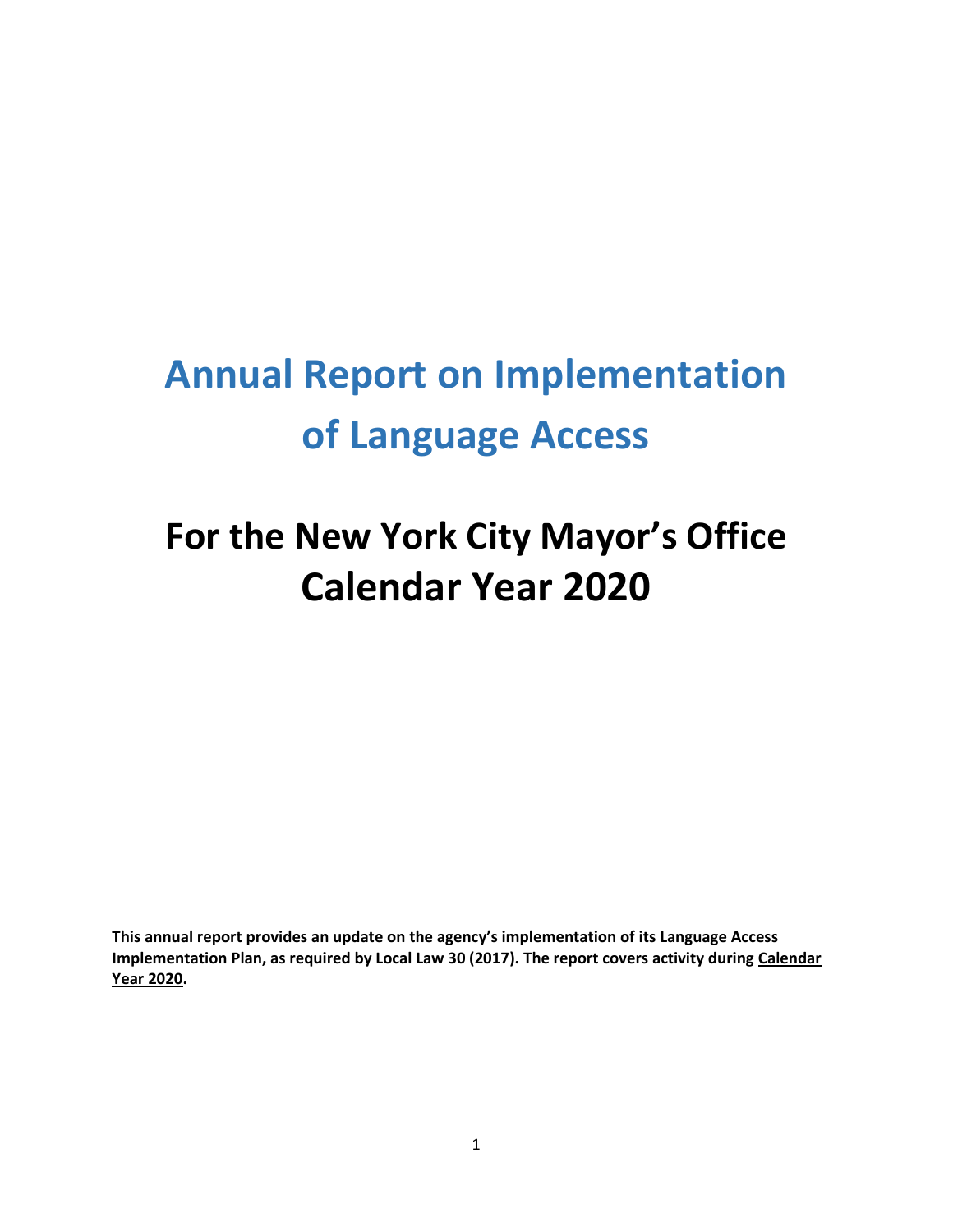# Annual Report on Implementation of Language Access

## For the New York City Mayor's Office Calendar Year 2020

**This annual report provides an update on the agency's implementation of its Language Access Implementation Plan, as required by Local Law 30 (2017). The report covers activity during Calendar Year 2020.**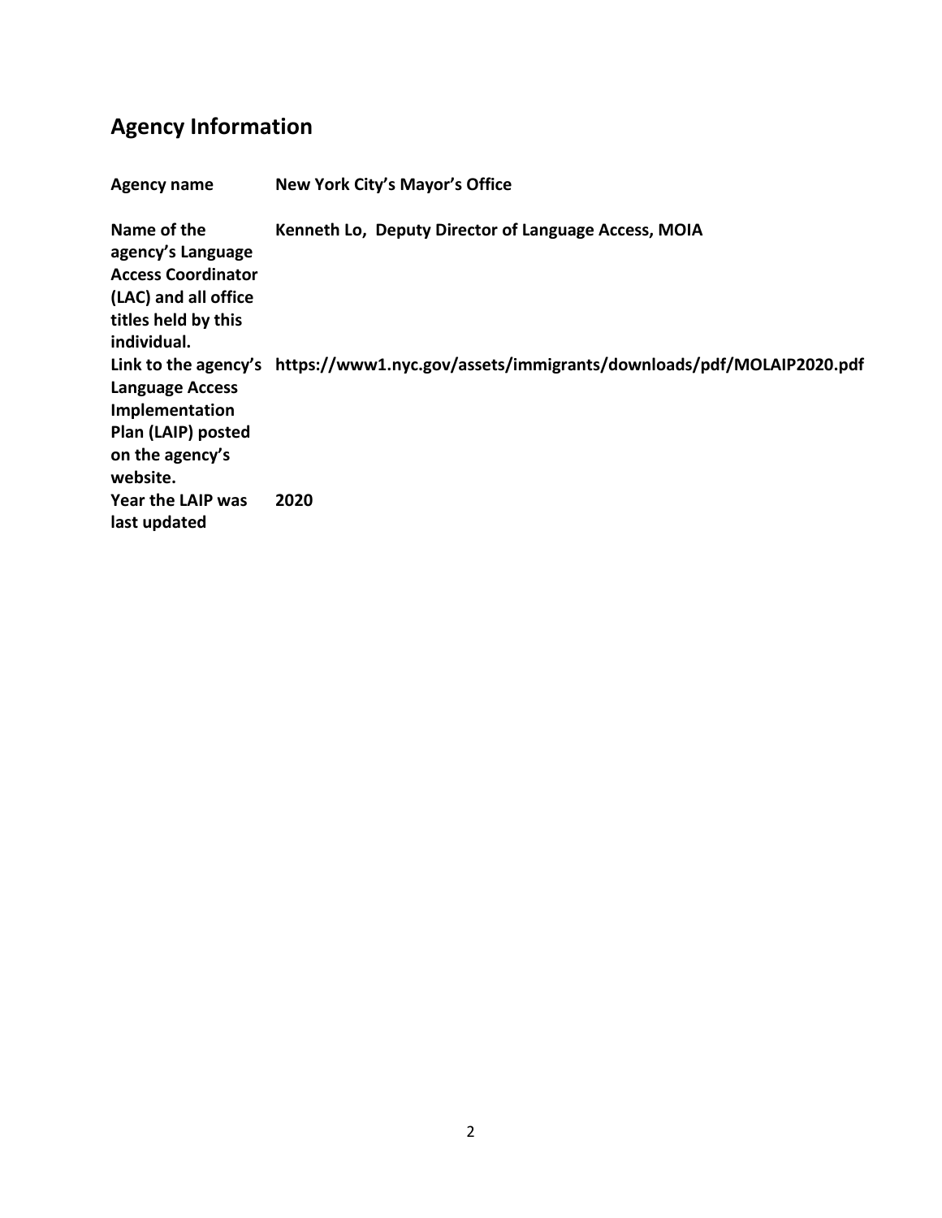## Agency Information

| | |
|---|---|
| **Agency name** | **New York City's Mayor's Office** |
| **Name of the agency's Language Access Coordinator (LAC) and all office titles held by this individual.** | **Kenneth Lo, Deputy Director of Language Access, MOIA** |
| **Link to the agency's Language Access Implementation Plan (LAIP) posted on the agency's website.** | **https://www1.nyc.gov/assets/immigrants/downloads/pdf/MOLAIP2020.pdf** |
| **Year the LAIP was last updated** | **2020** |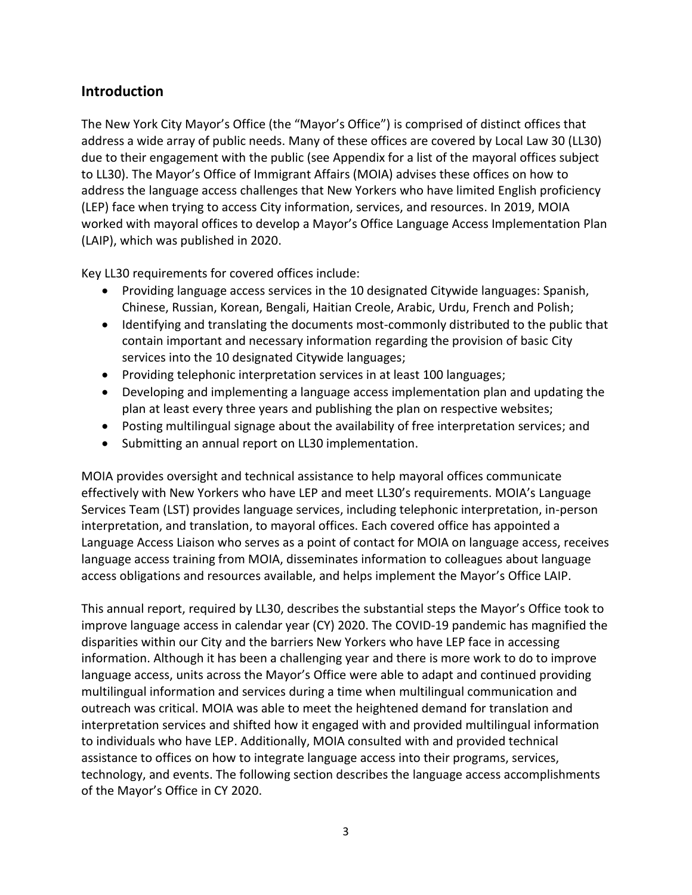## Introduction

The New York City Mayor's Office (the "Mayor's Office") is comprised of distinct offices that address a wide array of public needs. Many of these offices are covered by Local Law 30 (LL30) due to their engagement with the public (see Appendix for a list of the mayoral offices subject to LL30). The Mayor's Office of Immigrant Affairs (MOIA) advises these offices on how to address the language access challenges that New Yorkers who have limited English proficiency (LEP) face when trying to access City information, services, and resources. In 2019, MOIA worked with mayoral offices to develop a Mayor's Office Language Access Implementation Plan (LAIP), which was published in 2020.

Key LL30 requirements for covered offices include:

- Providing language access services in the 10 designated Citywide languages: Spanish, Chinese, Russian, Korean, Bengali, Haitian Creole, Arabic, Urdu, French and Polish;
- Identifying and translating the documents most-commonly distributed to the public that contain important and necessary information regarding the provision of basic City services into the 10 designated Citywide languages;
- Providing telephonic interpretation services in at least 100 languages;
- Developing and implementing a language access implementation plan and updating the plan at least every three years and publishing the plan on respective websites;
- Posting multilingual signage about the availability of free interpretation services; and
- Submitting an annual report on LL30 implementation.

MOIA provides oversight and technical assistance to help mayoral offices communicate effectively with New Yorkers who have LEP and meet LL30's requirements. MOIA's Language Services Team (LST) provides language services, including telephonic interpretation, in-person interpretation, and translation, to mayoral offices. Each covered office has appointed a Language Access Liaison who serves as a point of contact for MOIA on language access, receives language access training from MOIA, disseminates information to colleagues about language access obligations and resources available, and helps implement the Mayor's Office LAIP.

This annual report, required by LL30, describes the substantial steps the Mayor's Office took to improve language access in calendar year (CY) 2020. The COVID-19 pandemic has magnified the disparities within our City and the barriers New Yorkers who have LEP face in accessing information. Although it has been a challenging year and there is more work to do to improve language access, units across the Mayor's Office were able to adapt and continued providing multilingual information and services during a time when multilingual communication and outreach was critical. MOIA was able to meet the heightened demand for translation and interpretation services and shifted how it engaged with and provided multilingual information to individuals who have LEP. Additionally, MOIA consulted with and provided technical assistance to offices on how to integrate language access into their programs, services, technology, and events. The following section describes the language access accomplishments of the Mayor's Office in CY 2020.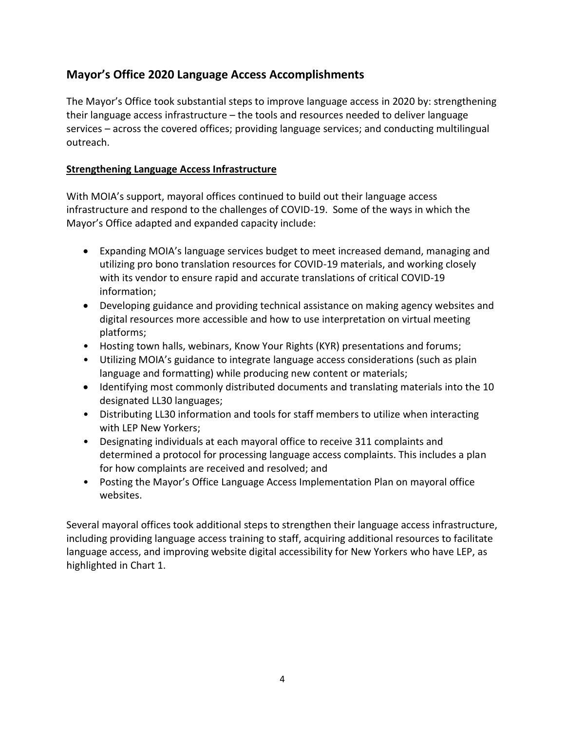## Mayor's Office 2020 Language Access Accomplishments

The Mayor's Office took substantial steps to improve language access in 2020 by: strengthening their language access infrastructure – the tools and resources needed to deliver language services – across the covered offices; providing language services; and conducting multilingual outreach.

**Strengthening Language Access Infrastructure**

With MOIA's support, mayoral offices continued to build out their language access infrastructure and respond to the challenges of COVID-19. Some of the ways in which the Mayor's Office adapted and expanded capacity include:

- Expanding MOIA's language services budget to meet increased demand, managing and utilizing pro bono translation resources for COVID-19 materials, and working closely with its vendor to ensure rapid and accurate translations of critical COVID-19 information;
- Developing guidance and providing technical assistance on making agency websites and digital resources more accessible and how to use interpretation on virtual meeting platforms;
- Hosting town halls, webinars, Know Your Rights (KYR) presentations and forums;
- Utilizing MOIA's guidance to integrate language access considerations (such as plain language and formatting) while producing new content or materials;
- Identifying most commonly distributed documents and translating materials into the 10 designated LL30 languages;
- Distributing LL30 information and tools for staff members to utilize when interacting with LEP New Yorkers;
- Designating individuals at each mayoral office to receive 311 complaints and determined a protocol for processing language access complaints. This includes a plan for how complaints are received and resolved; and
- Posting the Mayor's Office Language Access Implementation Plan on mayoral office websites.

Several mayoral offices took additional steps to strengthen their language access infrastructure, including providing language access training to staff, acquiring additional resources to facilitate language access, and improving website digital accessibility for New Yorkers who have LEP, as highlighted in Chart 1.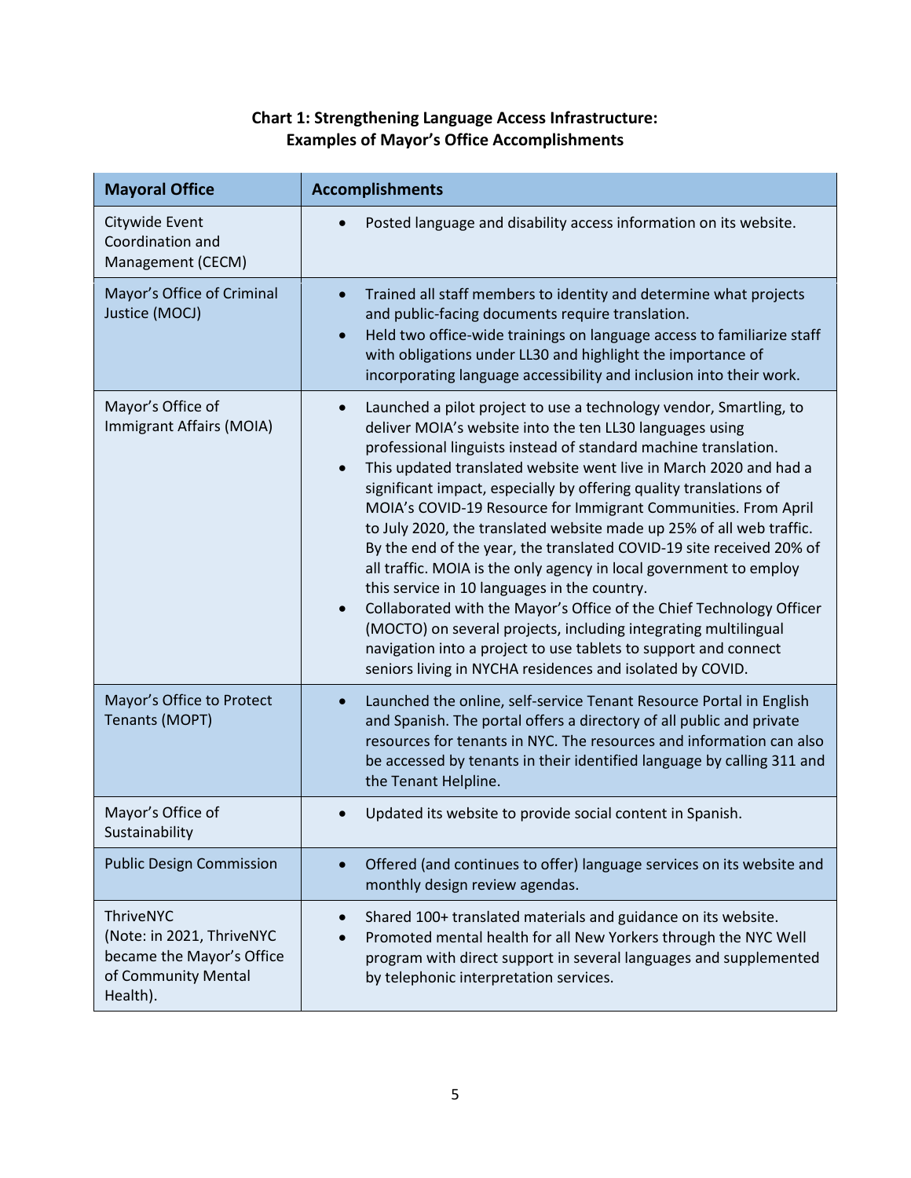**Chart 1: Strengthening Language Access Infrastructure: Examples of Mayor's Office Accomplishments**

| Mayoral Office | Accomplishments |
|---|---|
| Citywide Event Coordination and Management (CECM) | • Posted language and disability access information on its website. |
| Mayor's Office of Criminal Justice (MOCJ) | • Trained all staff members to identity and determine what projects and public-facing documents require translation.<br>• Held two office-wide trainings on language access to familiarize staff with obligations under LL30 and highlight the importance of incorporating language accessibility and inclusion into their work. |
| Mayor's Office of Immigrant Affairs (MOIA) | • Launched a pilot project to use a technology vendor, Smartling, to deliver MOIA's website into the ten LL30 languages using professional linguists instead of standard machine translation.<br>• This updated translated website went live in March 2020 and had a significant impact, especially by offering quality translations of MOIA's COVID-19 Resource for Immigrant Communities. From April to July 2020, the translated website made up 25% of all web traffic. By the end of the year, the translated COVID-19 site received 20% of all traffic. MOIA is the only agency in local government to employ this service in 10 languages in the country.<br>• Collaborated with the Mayor's Office of the Chief Technology Officer (MOCTO) on several projects, including integrating multilingual navigation into a project to use tablets to support and connect seniors living in NYCHA residences and isolated by COVID. |
| Mayor's Office to Protect Tenants (MOPT) | • Launched the online, self-service Tenant Resource Portal in English and Spanish. The portal offers a directory of all public and private resources for tenants in NYC. The resources and information can also be accessed by tenants in their identified language by calling 311 and the Tenant Helpline. |
| Mayor's Office of Sustainability | • Updated its website to provide social content in Spanish. |
| Public Design Commission | • Offered (and continues to offer) language services on its website and monthly design review agendas. |
| ThriveNYC (Note: in 2021, ThriveNYC became the Mayor's Office of Community Mental Health). | • Shared 100+ translated materials and guidance on its website.<br>• Promoted mental health for all New Yorkers through the NYC Well program with direct support in several languages and supplemented by telephonic interpretation services. |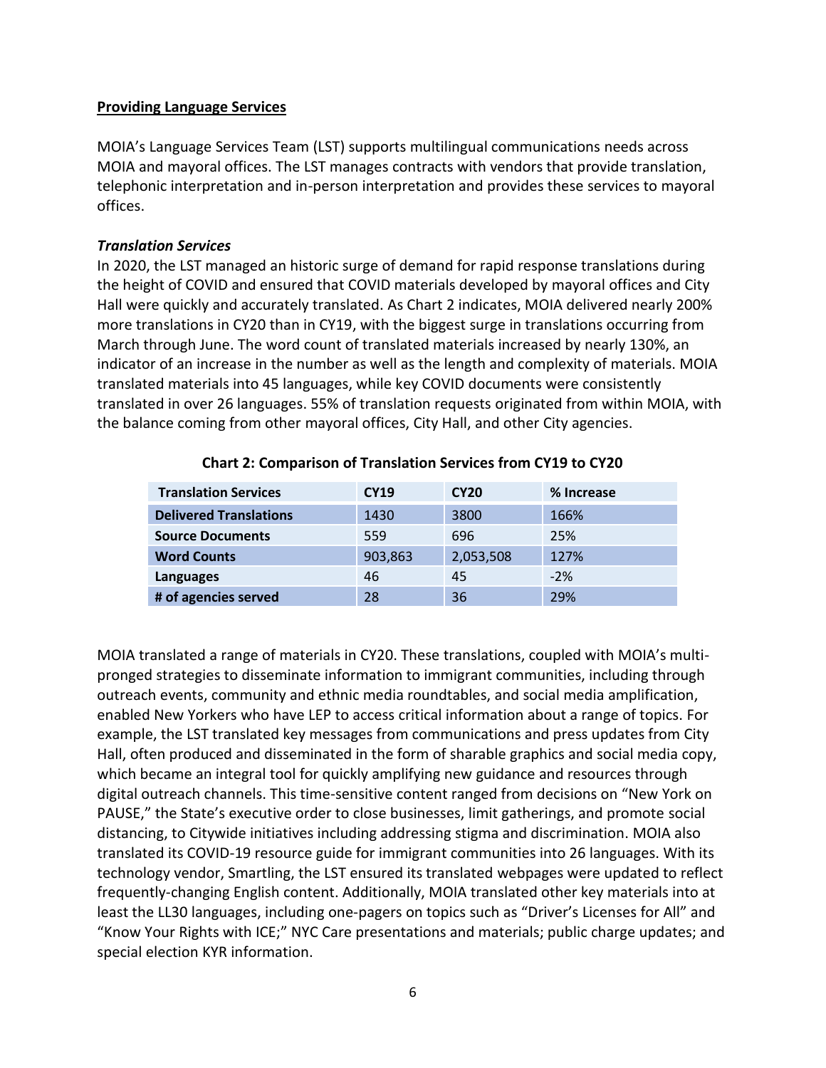**Providing Language Services**

MOIA's Language Services Team (LST) supports multilingual communications needs across MOIA and mayoral offices. The LST manages contracts with vendors that provide translation, telephonic interpretation and in-person interpretation and provides these services to mayoral offices.

***Translation Services***

In 2020, the LST managed an historic surge of demand for rapid response translations during the height of COVID and ensured that COVID materials developed by mayoral offices and City Hall were quickly and accurately translated. As Chart 2 indicates, MOIA delivered nearly 200% more translations in CY20 than in CY19, with the biggest surge in translations occurring from March through June. The word count of translated materials increased by nearly 130%, an indicator of an increase in the number as well as the length and complexity of materials. MOIA translated materials into 45 languages, while key COVID documents were consistently translated in over 26 languages. 55% of translation requests originated from within MOIA, with the balance coming from other mayoral offices, City Hall, and other City agencies.

**Chart 2: Comparison of Translation Services from CY19 to CY20**

| Translation Services | CY19 | CY20 | % Increase |
|---|---|---|---|
| **Delivered Translations** | 1430 | 3800 | 166% |
| **Source Documents** | 559 | 696 | 25% |
| **Word Counts** | 903,863 | 2,053,508 | 127% |
| **Languages** | 46 | 45 | -2% |
| **# of agencies served** | 28 | 36 | 29% |

MOIA translated a range of materials in CY20. These translations, coupled with MOIA's multi-pronged strategies to disseminate information to immigrant communities, including through outreach events, community and ethnic media roundtables, and social media amplification, enabled New Yorkers who have LEP to access critical information about a range of topics. For example, the LST translated key messages from communications and press updates from City Hall, often produced and disseminated in the form of sharable graphics and social media copy, which became an integral tool for quickly amplifying new guidance and resources through digital outreach channels. This time-sensitive content ranged from decisions on "New York on PAUSE," the State's executive order to close businesses, limit gatherings, and promote social distancing, to Citywide initiatives including addressing stigma and discrimination. MOIA also translated its COVID-19 resource guide for immigrant communities into 26 languages. With its technology vendor, Smartling, the LST ensured its translated webpages were updated to reflect frequently-changing English content. Additionally, MOIA translated other key materials into at least the LL30 languages, including one-pagers on topics such as "Driver's Licenses for All" and "Know Your Rights with ICE;" NYC Care presentations and materials; public charge updates; and special election KYR information.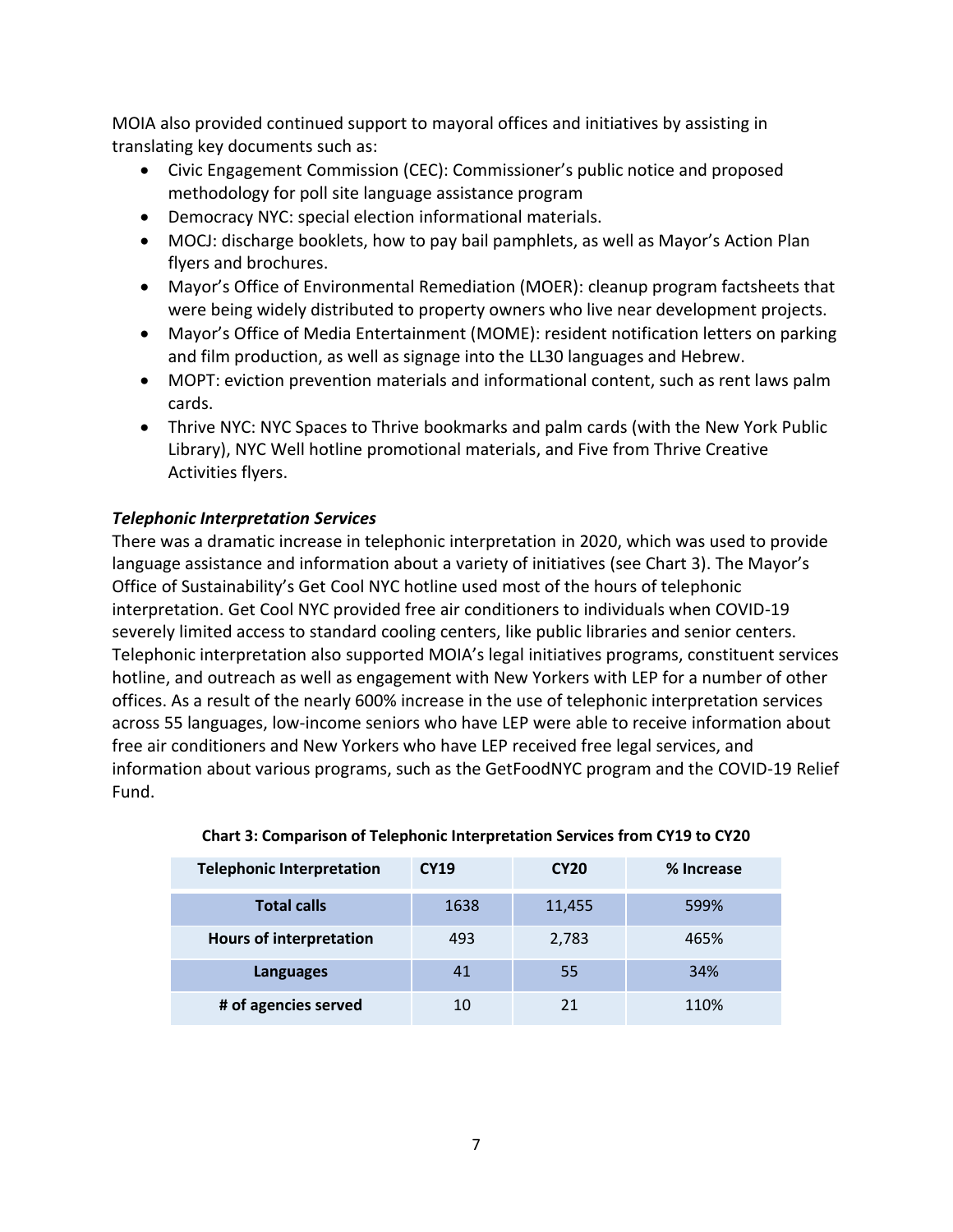MOIA also provided continued support to mayoral offices and initiatives by assisting in translating key documents such as:

- Civic Engagement Commission (CEC): Commissioner's public notice and proposed methodology for poll site language assistance program
- Democracy NYC: special election informational materials.
- MOCJ: discharge booklets, how to pay bail pamphlets, as well as Mayor's Action Plan flyers and brochures.
- Mayor's Office of Environmental Remediation (MOER): cleanup program factsheets that were being widely distributed to property owners who live near development projects.
- Mayor's Office of Media Entertainment (MOME): resident notification letters on parking and film production, as well as signage into the LL30 languages and Hebrew.
- MOPT: eviction prevention materials and informational content, such as rent laws palm cards.
- Thrive NYC: NYC Spaces to Thrive bookmarks and palm cards (with the New York Public Library), NYC Well hotline promotional materials, and Five from Thrive Creative Activities flyers.

***Telephonic Interpretation Services***

There was a dramatic increase in telephonic interpretation in 2020, which was used to provide language assistance and information about a variety of initiatives (see Chart 3). The Mayor's Office of Sustainability's Get Cool NYC hotline used most of the hours of telephonic interpretation. Get Cool NYC provided free air conditioners to individuals when COVID-19 severely limited access to standard cooling centers, like public libraries and senior centers. Telephonic interpretation also supported MOIA's legal initiatives programs, constituent services hotline, and outreach as well as engagement with New Yorkers with LEP for a number of other offices. As a result of the nearly 600% increase in the use of telephonic interpretation services across 55 languages, low-income seniors who have LEP were able to receive information about free air conditioners and New Yorkers who have LEP received free legal services, and information about various programs, such as the GetFoodNYC program and the COVID-19 Relief Fund.

**Chart 3: Comparison of Telephonic Interpretation Services from CY19 to CY20**

| Telephonic Interpretation | CY19 | CY20 | % Increase |
|---|---|---|---|
| **Total calls** | 1638 | 11,455 | 599% |
| **Hours of interpretation** | 493 | 2,783 | 465% |
| **Languages** | 41 | 55 | 34% |
| **# of agencies served** | 10 | 21 | 110% |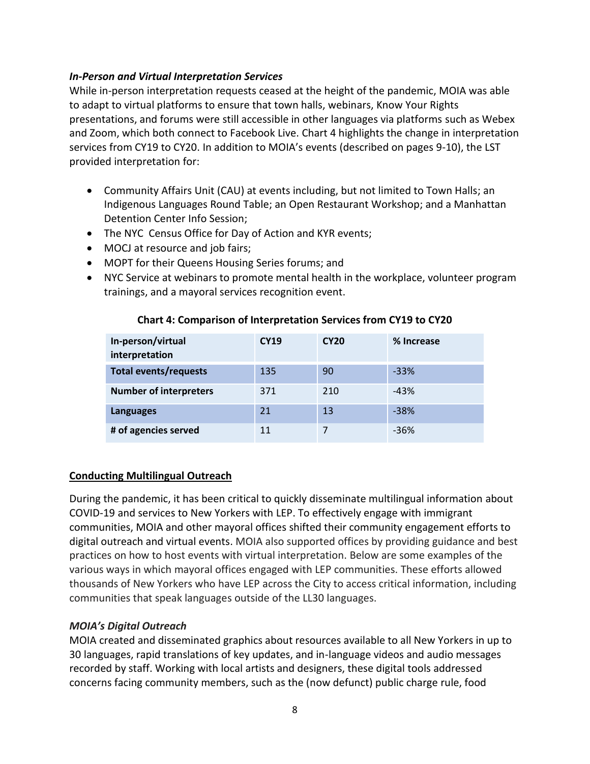*In-Person and Virtual Interpretation Services*

While in-person interpretation requests ceased at the height of the pandemic, MOIA was able to adapt to virtual platforms to ensure that town halls, webinars, Know Your Rights presentations, and forums were still accessible in other languages via platforms such as Webex and Zoom, which both connect to Facebook Live. Chart 4 highlights the change in interpretation services from CY19 to CY20. In addition to MOIA's events (described on pages 9-10), the LST provided interpretation for:

- Community Affairs Unit (CAU) at events including, but not limited to Town Halls; an Indigenous Languages Round Table; an Open Restaurant Workshop; and a Manhattan Detention Center Info Session;
- The NYC Census Office for Day of Action and KYR events;
- MOCJ at resource and job fairs;
- MOPT for their Queens Housing Series forums; and
- NYC Service at webinars to promote mental health in the workplace, volunteer program trainings, and a mayoral services recognition event.

**Chart 4: Comparison of Interpretation Services from CY19 to CY20**

| In-person/virtual interpretation | CY19 | CY20 | % Increase |
|---|---|---|---|
| **Total events/requests** | 135 | 90 | -33% |
| **Number of interpreters** | 371 | 210 | -43% |
| **Languages** | 21 | 13 | -38% |
| **# of agencies served** | 11 | 7 | -36% |

## Conducting Multilingual Outreach

During the pandemic, it has been critical to quickly disseminate multilingual information about COVID-19 and services to New Yorkers with LEP. To effectively engage with immigrant communities, MOIA and other mayoral offices shifted their community engagement efforts to digital outreach and virtual events. MOIA also supported offices by providing guidance and best practices on how to host events with virtual interpretation. Below are some examples of the various ways in which mayoral offices engaged with LEP communities. These efforts allowed thousands of New Yorkers who have LEP across the City to access critical information, including communities that speak languages outside of the LL30 languages.

*MOIA's Digital Outreach*

MOIA created and disseminated graphics about resources available to all New Yorkers in up to 30 languages, rapid translations of key updates, and in-language videos and audio messages recorded by staff. Working with local artists and designers, these digital tools addressed concerns facing community members, such as the (now defunct) public charge rule, food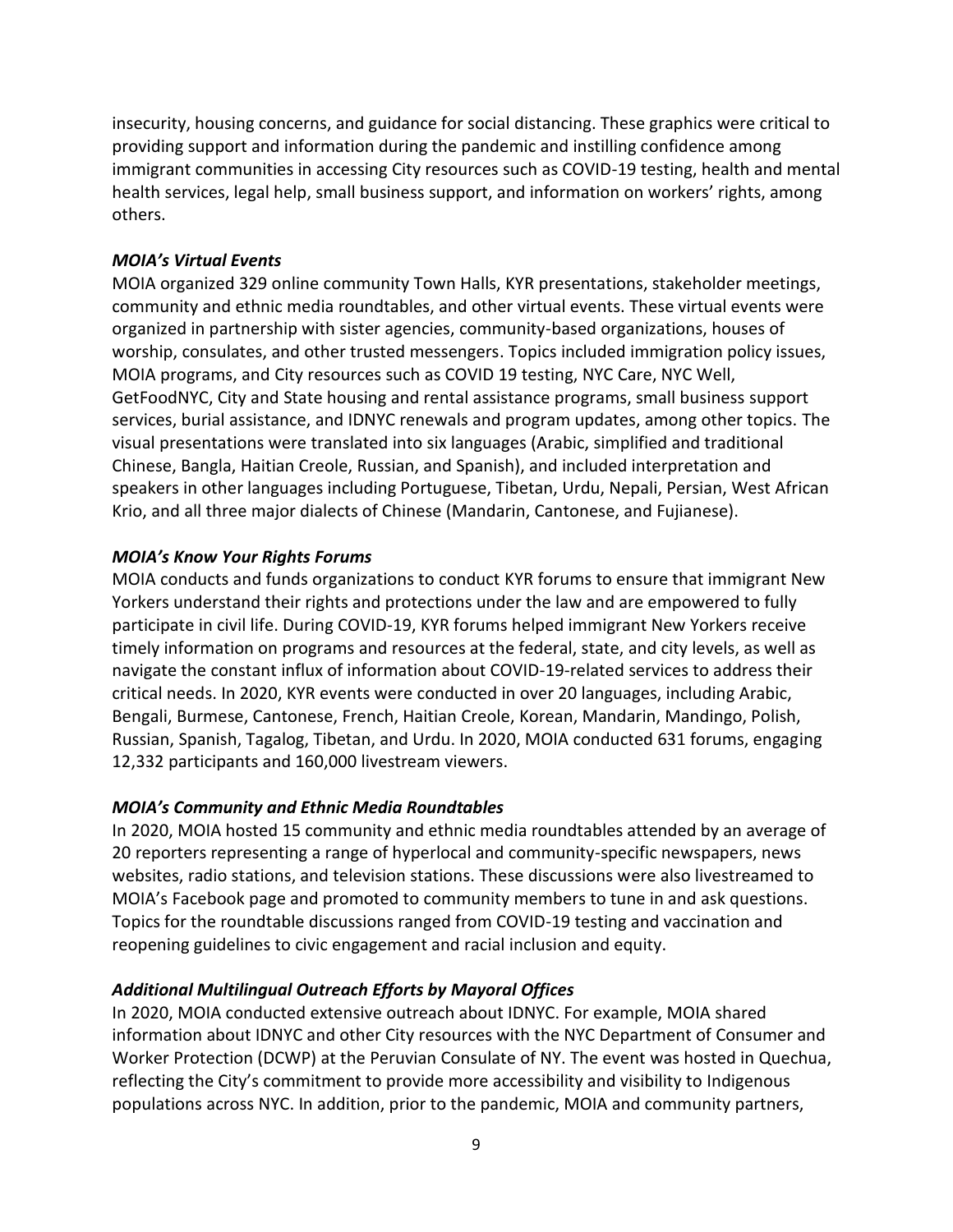insecurity, housing concerns, and guidance for social distancing. These graphics were critical to providing support and information during the pandemic and instilling confidence among immigrant communities in accessing City resources such as COVID-19 testing, health and mental health services, legal help, small business support, and information on workers' rights, among others.

***MOIA's Virtual Events***

MOIA organized 329 online community Town Halls, KYR presentations, stakeholder meetings, community and ethnic media roundtables, and other virtual events. These virtual events were organized in partnership with sister agencies, community-based organizations, houses of worship, consulates, and other trusted messengers. Topics included immigration policy issues, MOIA programs, and City resources such as COVID 19 testing, NYC Care, NYC Well, GetFoodNYC, City and State housing and rental assistance programs, small business support services, burial assistance, and IDNYC renewals and program updates, among other topics. The visual presentations were translated into six languages (Arabic, simplified and traditional Chinese, Bangla, Haitian Creole, Russian, and Spanish), and included interpretation and speakers in other languages including Portuguese, Tibetan, Urdu, Nepali, Persian, West African Krio, and all three major dialects of Chinese (Mandarin, Cantonese, and Fujianese).

***MOIA's Know Your Rights Forums***

MOIA conducts and funds organizations to conduct KYR forums to ensure that immigrant New Yorkers understand their rights and protections under the law and are empowered to fully participate in civil life. During COVID-19, KYR forums helped immigrant New Yorkers receive timely information on programs and resources at the federal, state, and city levels, as well as navigate the constant influx of information about COVID-19-related services to address their critical needs. In 2020, KYR events were conducted in over 20 languages, including Arabic, Bengali, Burmese, Cantonese, French, Haitian Creole, Korean, Mandarin, Mandingo, Polish, Russian, Spanish, Tagalog, Tibetan, and Urdu. In 2020, MOIA conducted 631 forums, engaging 12,332 participants and 160,000 livestream viewers.

***MOIA's Community and Ethnic Media Roundtables***

In 2020, MOIA hosted 15 community and ethnic media roundtables attended by an average of 20 reporters representing a range of hyperlocal and community-specific newspapers, news websites, radio stations, and television stations. These discussions were also livestreamed to MOIA's Facebook page and promoted to community members to tune in and ask questions. Topics for the roundtable discussions ranged from COVID-19 testing and vaccination and reopening guidelines to civic engagement and racial inclusion and equity.

***Additional Multilingual Outreach Efforts by Mayoral Offices***

In 2020, MOIA conducted extensive outreach about IDNYC. For example, MOIA shared information about IDNYC and other City resources with the NYC Department of Consumer and Worker Protection (DCWP) at the Peruvian Consulate of NY. The event was hosted in Quechua, reflecting the City's commitment to provide more accessibility and visibility to Indigenous populations across NYC. In addition, prior to the pandemic, MOIA and community partners,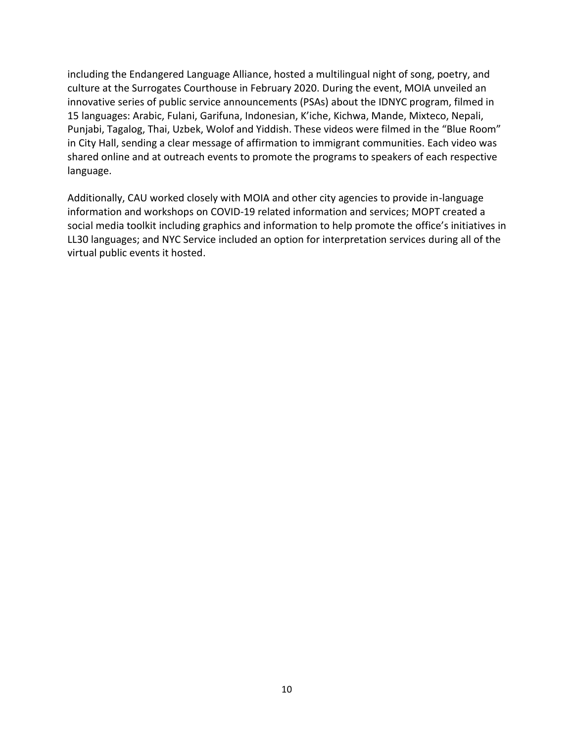including the Endangered Language Alliance, hosted a multilingual night of song, poetry, and culture at the Surrogates Courthouse in February 2020. During the event, MOIA unveiled an innovative series of public service announcements (PSAs) about the IDNYC program, filmed in 15 languages: Arabic, Fulani, Garifuna, Indonesian, K'iche, Kichwa, Mande, Mixteco, Nepali, Punjabi, Tagalog, Thai, Uzbek, Wolof and Yiddish. These videos were filmed in the "Blue Room" in City Hall, sending a clear message of affirmation to immigrant communities. Each video was shared online and at outreach events to promote the programs to speakers of each respective language.

Additionally, CAU worked closely with MOIA and other city agencies to provide in-language information and workshops on COVID-19 related information and services; MOPT created a social media toolkit including graphics and information to help promote the office's initiatives in LL30 languages; and NYC Service included an option for interpretation services during all of the virtual public events it hosted.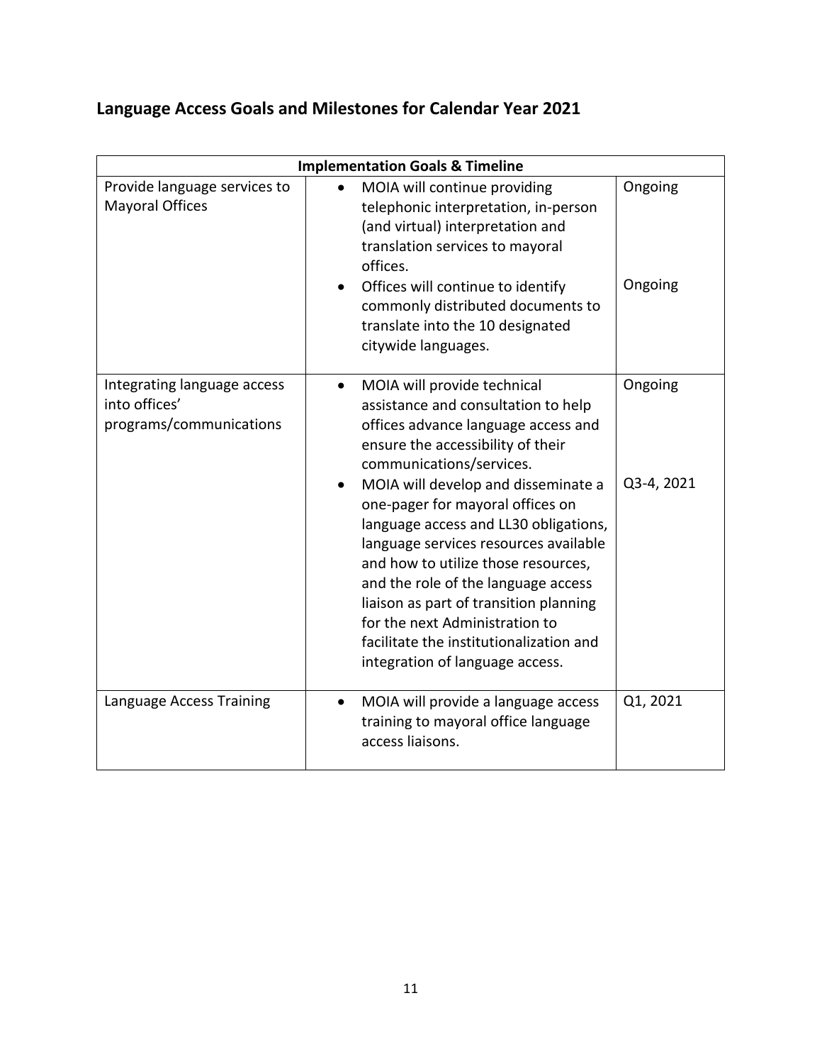## Language Access Goals and Milestones for Calendar Year 2021

| Implementation Goals & Timeline | | |
|---|---|---|
| Provide language services to Mayoral Offices | • MOIA will continue providing telephonic interpretation, in-person (and virtual) interpretation and translation services to mayoral offices.<br>• Offices will continue to identify commonly distributed documents to translate into the 10 designated citywide languages. | Ongoing<br><br>Ongoing |
| Integrating language access into offices' programs/communications | • MOIA will provide technical assistance and consultation to help offices advance language access and ensure the accessibility of their communications/services.<br>• MOIA will develop and disseminate a one-pager for mayoral offices on language access and LL30 obligations, language services resources available and how to utilize those resources, and the role of the language access liaison as part of transition planning for the next Administration to facilitate the institutionalization and integration of language access. | Ongoing<br><br>Q3-4, 2021 |
| Language Access Training | • MOIA will provide a language access training to mayoral office language access liaisons. | Q1, 2021 |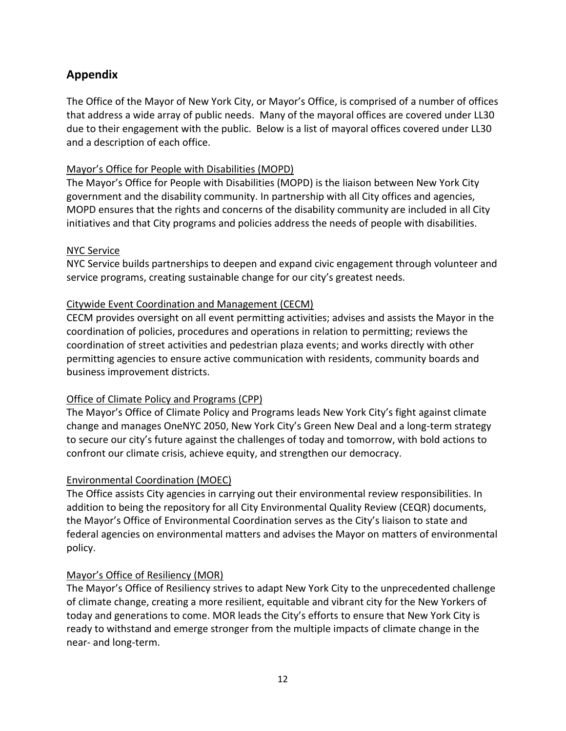## Appendix

The Office of the Mayor of New York City, or Mayor's Office, is comprised of a number of offices that address a wide array of public needs. Many of the mayoral offices are covered under LL30 due to their engagement with the public. Below is a list of mayoral offices covered under LL30 and a description of each office.

Mayor's Office for People with Disabilities (MOPD)

The Mayor's Office for People with Disabilities (MOPD) is the liaison between New York City government and the disability community. In partnership with all City offices and agencies, MOPD ensures that the rights and concerns of the disability community are included in all City initiatives and that City programs and policies address the needs of people with disabilities.

NYC Service

NYC Service builds partnerships to deepen and expand civic engagement through volunteer and service programs, creating sustainable change for our city's greatest needs.

Citywide Event Coordination and Management (CECM)

CECM provides oversight on all event permitting activities; advises and assists the Mayor in the coordination of policies, procedures and operations in relation to permitting; reviews the coordination of street activities and pedestrian plaza events; and works directly with other permitting agencies to ensure active communication with residents, community boards and business improvement districts.

Office of Climate Policy and Programs (CPP)

The Mayor's Office of Climate Policy and Programs leads New York City's fight against climate change and manages OneNYC 2050, New York City's Green New Deal and a long-term strategy to secure our city's future against the challenges of today and tomorrow, with bold actions to confront our climate crisis, achieve equity, and strengthen our democracy.

Environmental Coordination (MOEC)

The Office assists City agencies in carrying out their environmental review responsibilities. In addition to being the repository for all City Environmental Quality Review (CEQR) documents, the Mayor's Office of Environmental Coordination serves as the City's liaison to state and federal agencies on environmental matters and advises the Mayor on matters of environmental policy.

Mayor's Office of Resiliency (MOR)

The Mayor's Office of Resiliency strives to adapt New York City to the unprecedented challenge of climate change, creating a more resilient, equitable and vibrant city for the New Yorkers of today and generations to come. MOR leads the City's efforts to ensure that New York City is ready to withstand and emerge stronger from the multiple impacts of climate change in the near- and long-term.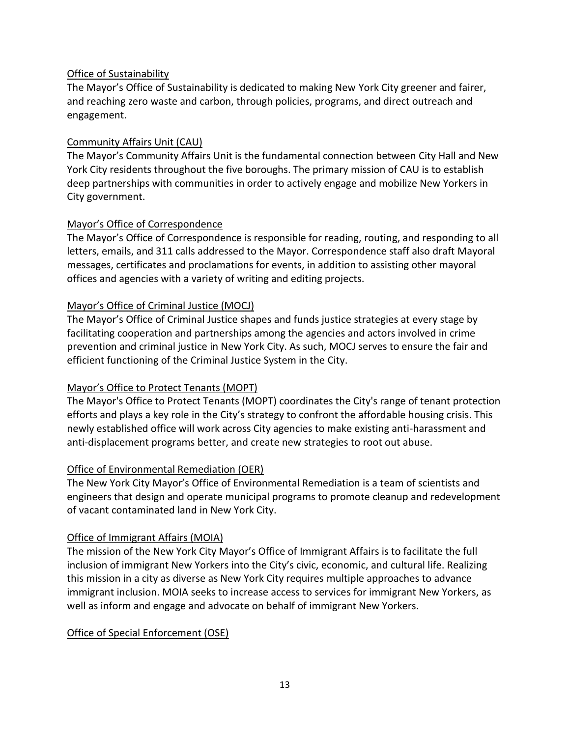Office of Sustainability

The Mayor's Office of Sustainability is dedicated to making New York City greener and fairer, and reaching zero waste and carbon, through policies, programs, and direct outreach and engagement.

Community Affairs Unit (CAU)

The Mayor's Community Affairs Unit is the fundamental connection between City Hall and New York City residents throughout the five boroughs. The primary mission of CAU is to establish deep partnerships with communities in order to actively engage and mobilize New Yorkers in City government.

Mayor's Office of Correspondence

The Mayor's Office of Correspondence is responsible for reading, routing, and responding to all letters, emails, and 311 calls addressed to the Mayor. Correspondence staff also draft Mayoral messages, certificates and proclamations for events, in addition to assisting other mayoral offices and agencies with a variety of writing and editing projects.

Mayor's Office of Criminal Justice (MOCJ)

The Mayor's Office of Criminal Justice shapes and funds justice strategies at every stage by facilitating cooperation and partnerships among the agencies and actors involved in crime prevention and criminal justice in New York City. As such, MOCJ serves to ensure the fair and efficient functioning of the Criminal Justice System in the City.

Mayor's Office to Protect Tenants (MOPT)

The Mayor's Office to Protect Tenants (MOPT) coordinates the City's range of tenant protection efforts and plays a key role in the City's strategy to confront the affordable housing crisis. This newly established office will work across City agencies to make existing anti-harassment and anti-displacement programs better, and create new strategies to root out abuse.

Office of Environmental Remediation (OER)

The New York City Mayor's Office of Environmental Remediation is a team of scientists and engineers that design and operate municipal programs to promote cleanup and redevelopment of vacant contaminated land in New York City.

Office of Immigrant Affairs (MOIA)

The mission of the New York City Mayor's Office of Immigrant Affairs is to facilitate the full inclusion of immigrant New Yorkers into the City's civic, economic, and cultural life. Realizing this mission in a city as diverse as New York City requires multiple approaches to advance immigrant inclusion. MOIA seeks to increase access to services for immigrant New Yorkers, as well as inform and engage and advocate on behalf of immigrant New Yorkers.

Office of Special Enforcement (OSE)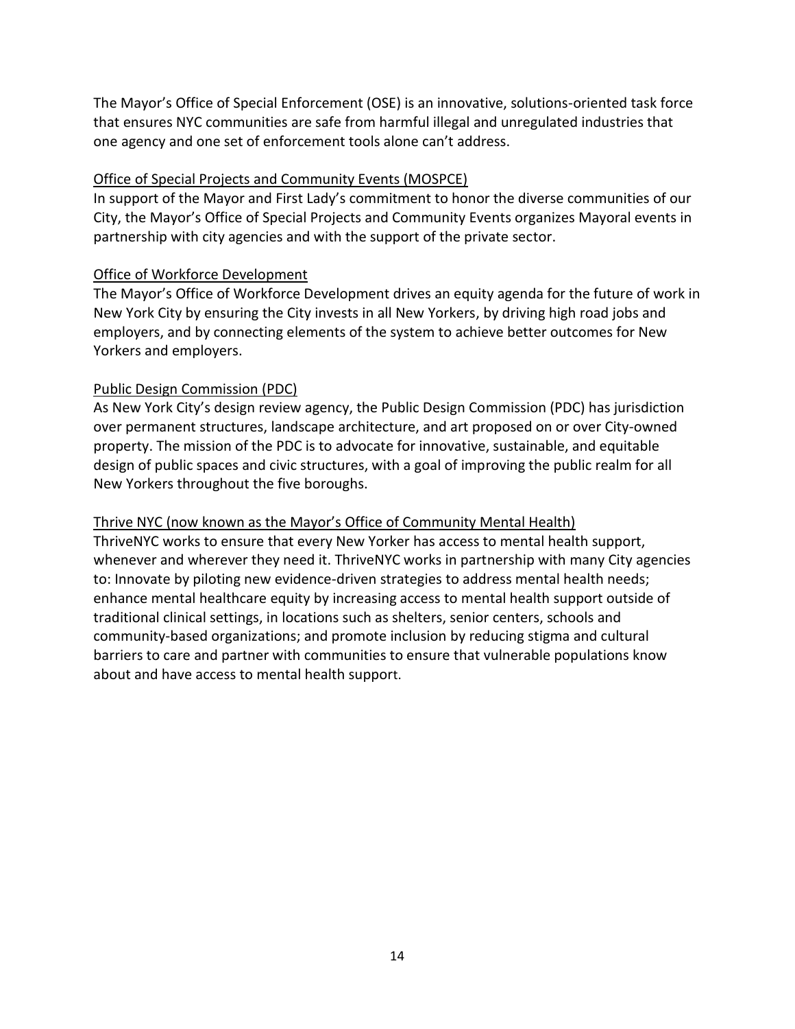The Mayor's Office of Special Enforcement (OSE) is an innovative, solutions-oriented task force that ensures NYC communities are safe from harmful illegal and unregulated industries that one agency and one set of enforcement tools alone can't address.

<u>Office of Special Projects and Community Events (MOSPCE)</u>

In support of the Mayor and First Lady's commitment to honor the diverse communities of our City, the Mayor's Office of Special Projects and Community Events organizes Mayoral events in partnership with city agencies and with the support of the private sector.

<u>Office of Workforce Development</u>

The Mayor's Office of Workforce Development drives an equity agenda for the future of work in New York City by ensuring the City invests in all New Yorkers, by driving high road jobs and employers, and by connecting elements of the system to achieve better outcomes for New Yorkers and employers.

<u>Public Design Commission (PDC)</u>

As New York City's design review agency, the Public Design Commission (PDC) has jurisdiction over permanent structures, landscape architecture, and art proposed on or over City-owned property. The mission of the PDC is to advocate for innovative, sustainable, and equitable design of public spaces and civic structures, with a goal of improving the public realm for all New Yorkers throughout the five boroughs.

<u>Thrive NYC (now known as the Mayor's Office of Community Mental Health)</u>

ThriveNYC works to ensure that every New Yorker has access to mental health support, whenever and wherever they need it. ThriveNYC works in partnership with many City agencies to: Innovate by piloting new evidence-driven strategies to address mental health needs; enhance mental healthcare equity by increasing access to mental health support outside of traditional clinical settings, in locations such as shelters, senior centers, schools and community-based organizations; and promote inclusion by reducing stigma and cultural barriers to care and partner with communities to ensure that vulnerable populations know about and have access to mental health support.